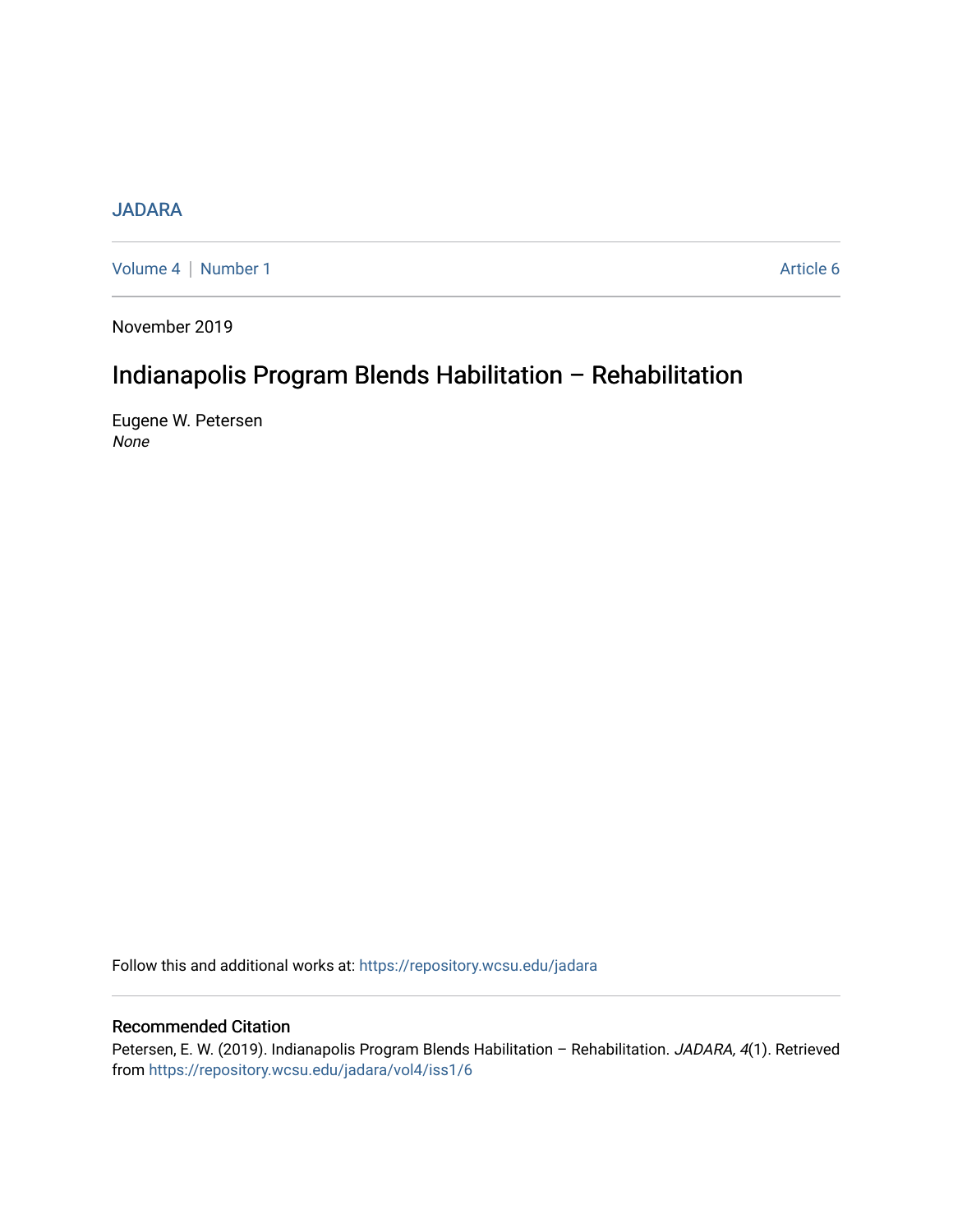JADARA

Volume 4 | Number 1 Article 6

November 2019

# Indianapolis Program Blends Habilitation – Rehabilitation

Eugene W. Petersen

*None*

Follow this and additional works at: https://repository.wcsu.edu/jadara

## Recommended Citation

Petersen, E. W. (2019). Indianapolis Program Blends Habilitation – Rehabilitation. *JADARA, 4*(1). Retrieved from https://repository.wcsu.edu/jadara/vol4/iss1/6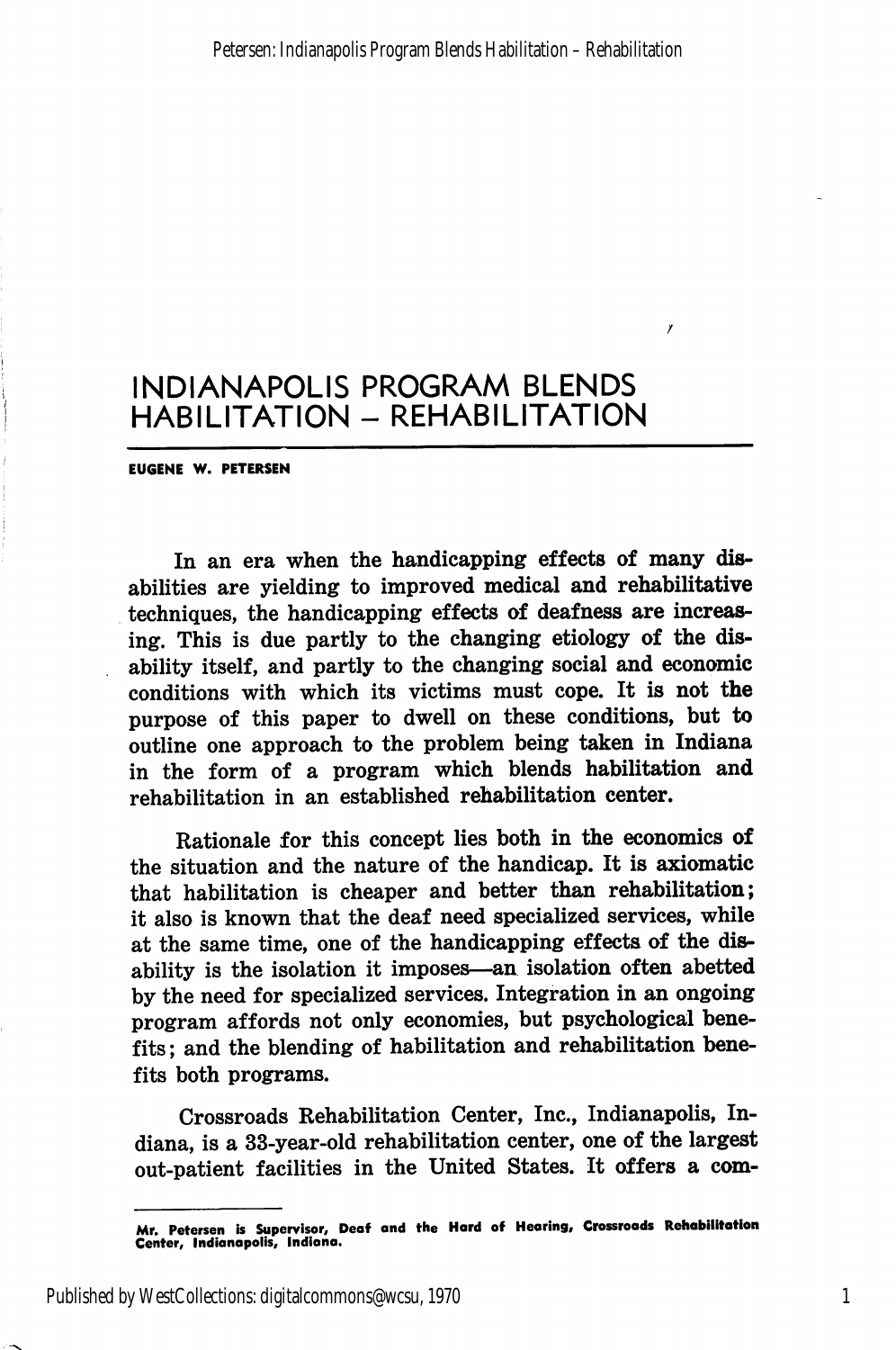# INDIANAPOLIS PROGRAM BLENDS HABILITATION – REHABILITATION

**EUGENE W. PETERSEN**

In an era when the handicapping effects of many disabilities are yielding to improved medical and rehabilitative techniques, the handicapping effects of deafness are increasing. This is due partly to the changing etiology of the disability itself, and partly to the changing social and economic conditions with which its victims must cope. It is not the purpose of this paper to dwell on these conditions, but to outline one approach to the problem being taken in Indiana in the form of a program which blends habilitation and rehabilitation in an established rehabilitation center.

Rationale for this concept lies both in the economics of the situation and the nature of the handicap. It is axiomatic that habilitation is cheaper and better than rehabilitation; it also is known that the deaf need specialized services, while at the same time, one of the handicapping effects of the disability is the isolation it imposes—an isolation often abetted by the need for specialized services. Integration in an ongoing program affords not only economies, but psychological benefits; and the blending of habilitation and rehabilitation benefits both programs.

Crossroads Rehabilitation Center, Inc., Indianapolis, Indiana, is a 33-year-old rehabilitation center, one of the largest out-patient facilities in the United States. It offers a com-

---

**Mr. Petersen is Supervisor, Deaf and the Hard of Hearing, Crossroads Rehabilitation Center, Indianapolis, Indiana.**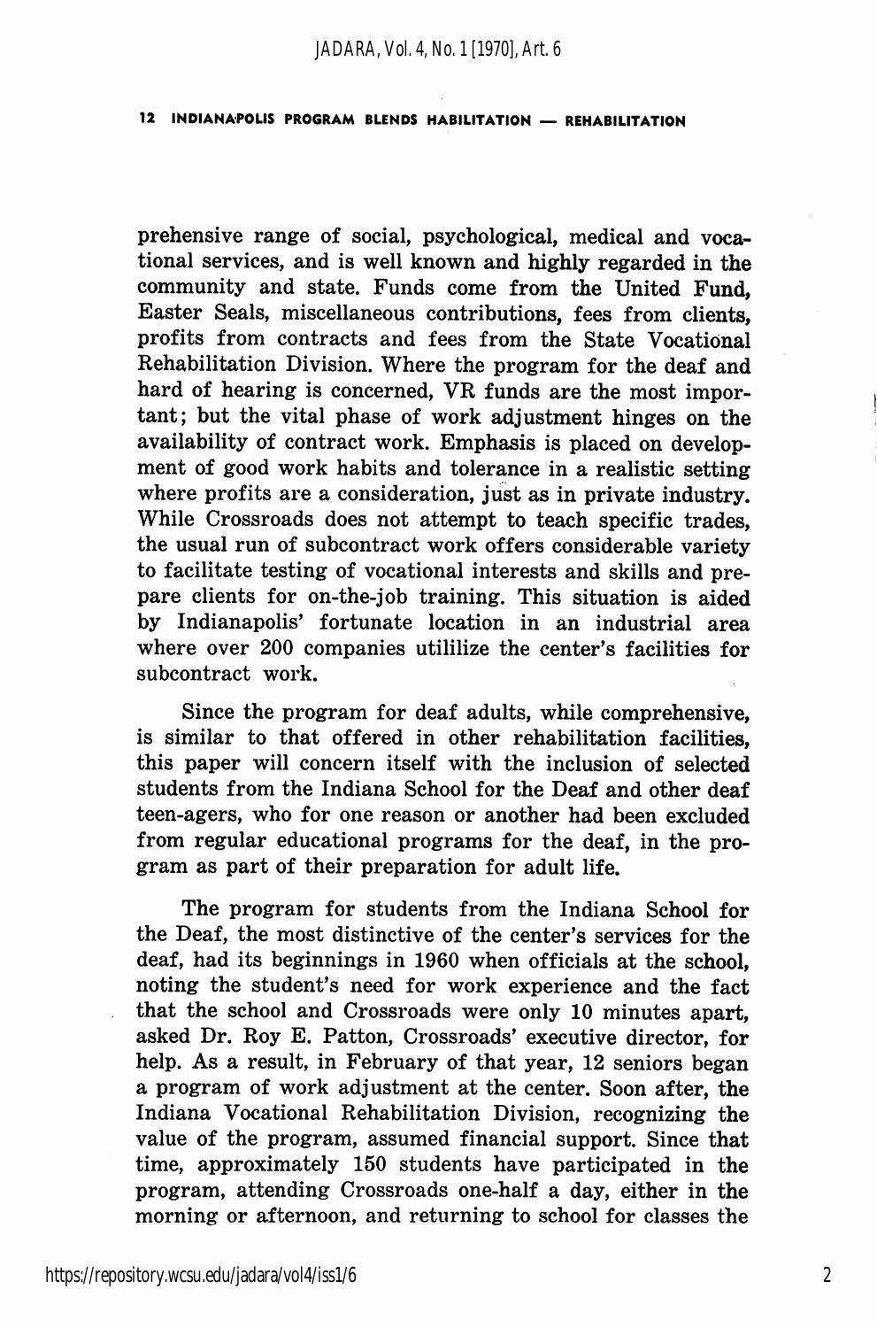prehensive range of social, psychological, medical and vocational services, and is well known and highly regarded in the community and state. Funds come from the United Fund, Easter Seals, miscellaneous contributions, fees from clients, profits from contracts and fees from the State Vocational Rehabilitation Division. Where the program for the deaf and hard of hearing is concerned, VR funds are the most important; but the vital phase of work adjustment hinges on the availability of contract work. Emphasis is placed on development of good work habits and tolerance in a realistic setting where profits are a consideration, just as in private industry. While Crossroads does not attempt to teach specific trades, the usual run of subcontract work offers considerable variety to facilitate testing of vocational interests and skills and prepare clients for on-the-job training. This situation is aided by Indianapolis' fortunate location in an industrial area where over 200 companies utililize the center's facilities for subcontract work.

Since the program for deaf adults, while comprehensive, is similar to that offered in other rehabilitation facilities, this paper will concern itself with the inclusion of selected students from the Indiana School for the Deaf and other deaf teen-agers, who for one reason or another had been excluded from regular educational programs for the deaf, in the program as part of their preparation for adult life.

The program for students from the Indiana School for the Deaf, the most distinctive of the center's services for the deaf, had its beginnings in 1960 when officials at the school, noting the student's need for work experience and the fact that the school and Crossroads were only 10 minutes apart, asked Dr. Roy E. Patton, Crossroads' executive director, for help. As a result, in February of that year, 12 seniors began a program of work adjustment at the center. Soon after, the Indiana Vocational Rehabilitation Division, recognizing the value of the program, assumed financial support. Since that time, approximately 150 students have participated in the program, attending Crossroads one-half a day, either in the morning or afternoon, and returning to school for classes the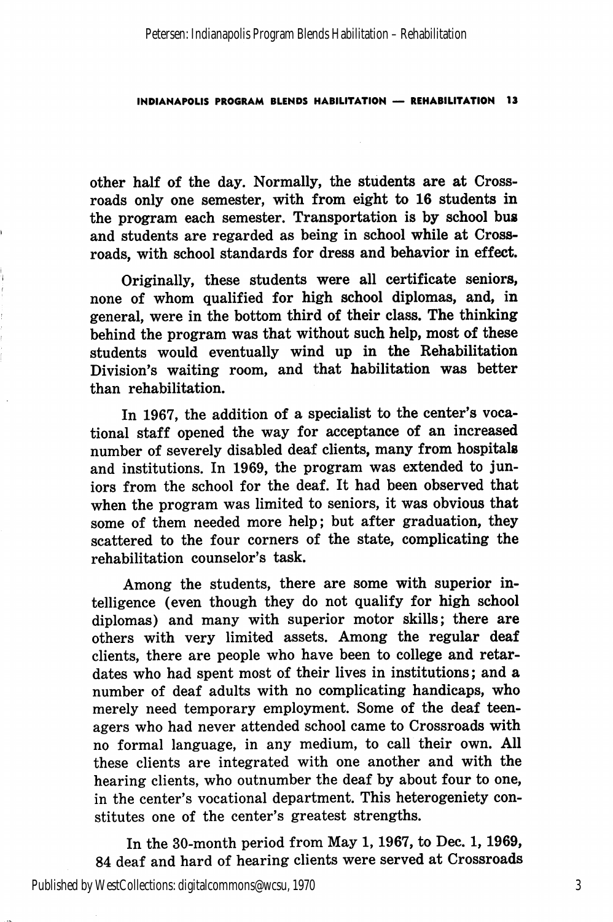other half of the day. Normally, the students are at Crossroads only one semester, with from eight to 16 students in the program each semester. Transportation is by school bus and students are regarded as being in school while at Crossroads, with school standards for dress and behavior in effect.

Originally, these students were all certificate seniors, none of whom qualified for high school diplomas, and, in general, were in the bottom third of their class. The thinking behind the program was that without such help, most of these students would eventually wind up in the Rehabilitation Division's waiting room, and that habilitation was better than rehabilitation.

In 1967, the addition of a specialist to the center's vocational staff opened the way for acceptance of an increased number of severely disabled deaf clients, many from hospitals and institutions. In 1969, the program was extended to juniors from the school for the deaf. It had been observed that when the program was limited to seniors, it was obvious that some of them needed more help; but after graduation, they scattered to the four corners of the state, complicating the rehabilitation counselor's task.

Among the students, there are some with superior intelligence (even though they do not qualify for high school diplomas) and many with superior motor skills; there are others with very limited assets. Among the regular deaf clients, there are people who have been to college and retardates who had spent most of their lives in institutions; and a number of deaf adults with no complicating handicaps, who merely need temporary employment. Some of the deaf teenagers who had never attended school came to Crossroads with no formal language, in any medium, to call their own. All these clients are integrated with one another and with the hearing clients, who outnumber the deaf by about four to one, in the center's vocational department. This heterogeniety constitutes one of the center's greatest strengths.

In the 30-month period from May 1, 1967, to Dec. 1, 1969, 84 deaf and hard of hearing clients were served at Crossroads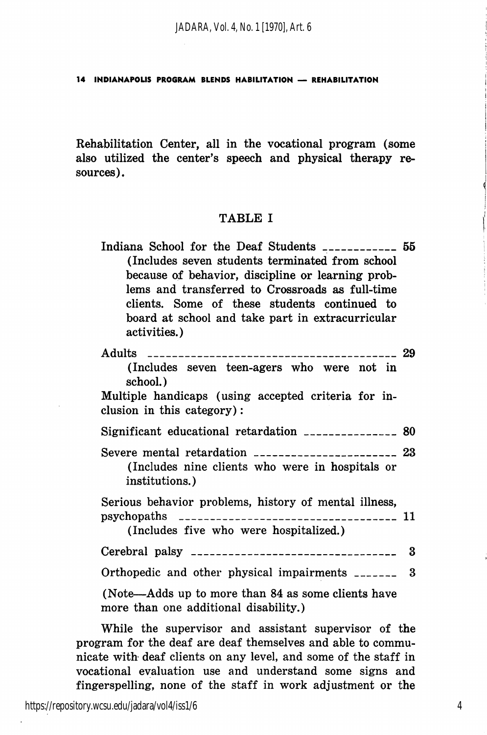Rehabilitation Center, all in the vocational program (some also utilized the center's speech and physical therapy resources).

### TABLE I

| | |
|---|---|
| Indiana School for the Deaf Students (Includes seven students terminated from school because of behavior, discipline or learning problems and transferred to Crossroads as full-time clients. Some of these students continued to board at school and take part in extracurricular activities.) | 55 |
| Adults (Includes seven teen-agers who were not in school.) | 29 |
| Multiple handicaps (using accepted criteria for inclusion in this category): | |
| Significant educational retardation | 80 |
| Severe mental retardation (Includes nine clients who were in hospitals or institutions.) | 23 |
| Serious behavior problems, history of mental illness, psychopaths (Includes five who were hospitalized.) | 11 |
| Cerebral palsy | 3 |
| Orthopedic and other physical impairments | 3 |

(Note—Adds up to more than 84 as some clients have more than one additional disability.)

While the supervisor and assistant supervisor of the program for the deaf are deaf themselves and able to communicate with deaf clients on any level, and some of the staff in vocational evaluation use and understand some signs and fingerspelling, none of the staff in work adjustment or the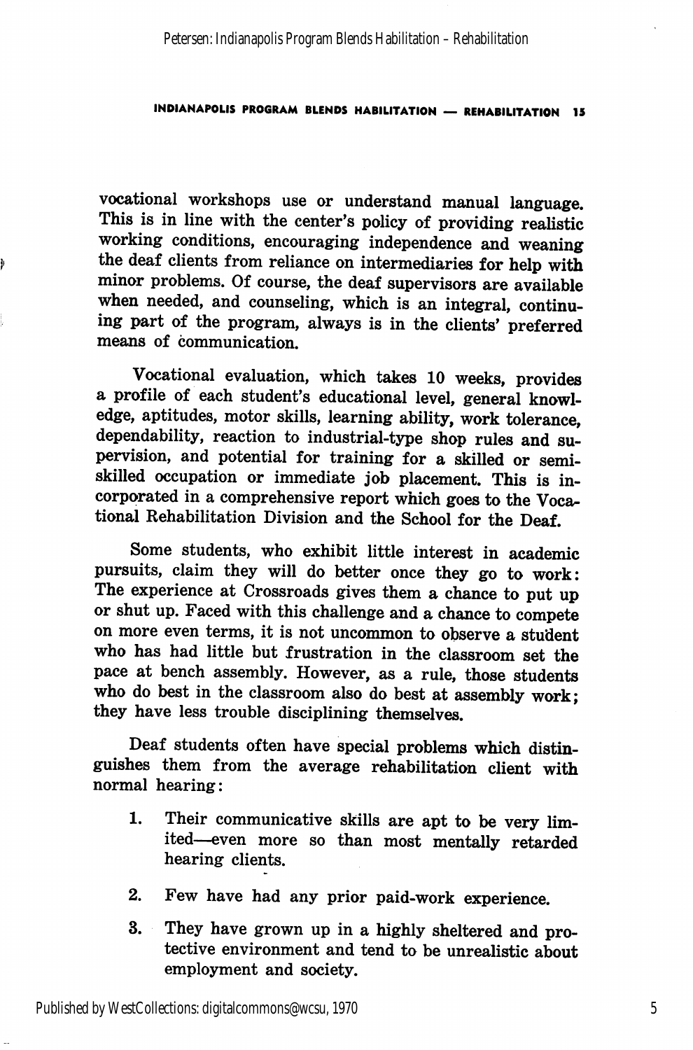vocational workshops use or understand manual language. This is in line with the center's policy of providing realistic working conditions, encouraging independence and weaning the deaf clients from reliance on intermediaries for help with minor problems. Of course, the deaf supervisors are available when needed, and counseling, which is an integral, continuing part of the program, always is in the clients' preferred means of communication.

Vocational evaluation, which takes 10 weeks, provides a profile of each student's educational level, general knowledge, aptitudes, motor skills, learning ability, work tolerance, dependability, reaction to industrial-type shop rules and supervision, and potential for training for a skilled or semiskilled occupation or immediate job placement. This is incorporated in a comprehensive report which goes to the Vocational Rehabilitation Division and the School for the Deaf.

Some students, who exhibit little interest in academic pursuits, claim they will do better once they go to work: The experience at Crossroads gives them a chance to put up or shut up. Faced with this challenge and a chance to compete on more even terms, it is not uncommon to observe a student who has had little but frustration in the classroom set the pace at bench assembly. However, as a rule, those students who do best in the classroom also do best at assembly work; they have less trouble disciplining themselves.

Deaf students often have special problems which distinguishes them from the average rehabilitation client with normal hearing:

1. Their communicative skills are apt to be very limited—even more so than most mentally retarded hearing clients.

2. Few have had any prior paid-work experience.

3. They have grown up in a highly sheltered and protective environment and tend to be unrealistic about employment and society.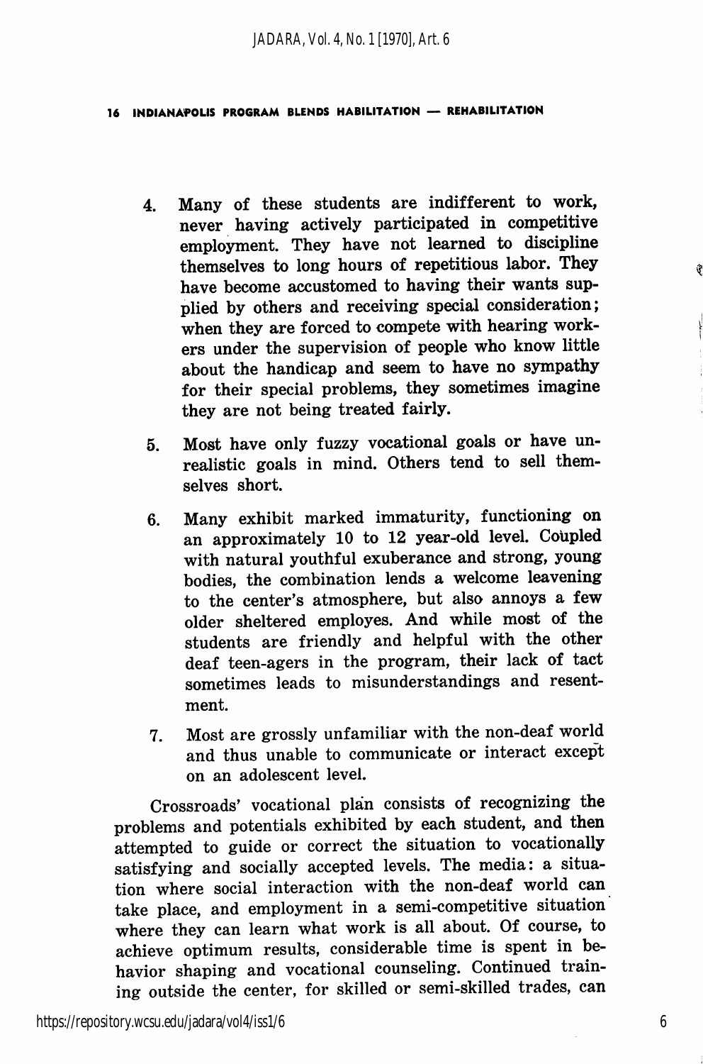4. Many of these students are indifferent to work, never having actively participated in competitive employment. They have not learned to discipline themselves to long hours of repetitious labor. They have become accustomed to having their wants supplied by others and receiving special consideration; when they are forced to compete with hearing workers under the supervision of people who know little about the handicap and seem to have no sympathy for their special problems, they sometimes imagine they are not being treated fairly.

5. Most have only fuzzy vocational goals or have unrealistic goals in mind. Others tend to sell themselves short.

6. Many exhibit marked immaturity, functioning on an approximately 10 to 12 year-old level. Coupled with natural youthful exuberance and strong, young bodies, the combination lends a welcome leavening to the center's atmosphere, but also annoys a few older sheltered employes. And while most of the students are friendly and helpful with the other deaf teen-agers in the program, their lack of tact sometimes leads to misunderstandings and resentment.

7. Most are grossly unfamiliar with the non-deaf world and thus unable to communicate or interact except on an adolescent level.

Crossroads' vocational plan consists of recognizing the problems and potentials exhibited by each student, and then attempted to guide or correct the situation to vocationally satisfying and socially accepted levels. The media: a situation where social interaction with the non-deaf world can take place, and employment in a semi-competitive situation where they can learn what work is all about. Of course, to achieve optimum results, considerable time is spent in behavior shaping and vocational counseling. Continued training outside the center, for skilled or semi-skilled trades, can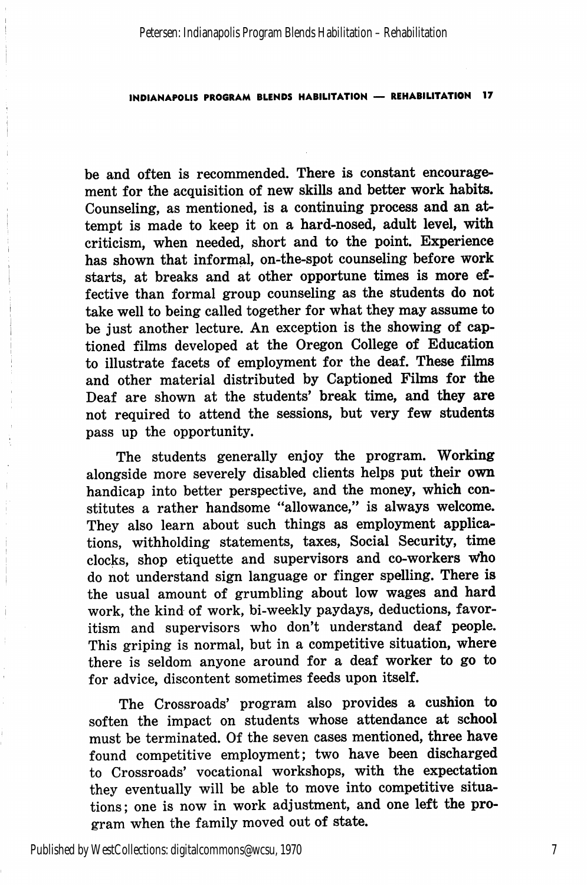be and often is recommended. There is constant encouragement for the acquisition of new skills and better work habits. Counseling, as mentioned, is a continuing process and an attempt is made to keep it on a hard-nosed, adult level, with criticism, when needed, short and to the point. Experience has shown that informal, on-the-spot counseling before work starts, at breaks and at other opportune times is more effective than formal group counseling as the students do not take well to being called together for what they may assume to be just another lecture. An exception is the showing of captioned films developed at the Oregon College of Education to illustrate facets of employment for the deaf. These films and other material distributed by Captioned Films for the Deaf are shown at the students' break time, and they are not required to attend the sessions, but very few students pass up the opportunity.

The students generally enjoy the program. Working alongside more severely disabled clients helps put their own handicap into better perspective, and the money, which constitutes a rather handsome "allowance," is always welcome. They also learn about such things as employment applications, withholding statements, taxes, Social Security, time clocks, shop etiquette and supervisors and co-workers who do not understand sign language or finger spelling. There is the usual amount of grumbling about low wages and hard work, the kind of work, bi-weekly paydays, deductions, favoritism and supervisors who don't understand deaf people. This griping is normal, but in a competitive situation, where there is seldom anyone around for a deaf worker to go to for advice, discontent sometimes feeds upon itself.

The Crossroads' program also provides a cushion to soften the impact on students whose attendance at school must be terminated. Of the seven cases mentioned, three have found competitive employment; two have been discharged to Crossroads' vocational workshops, with the expectation they eventually will be able to move into competitive situations; one is now in work adjustment, and one left the program when the family moved out of state.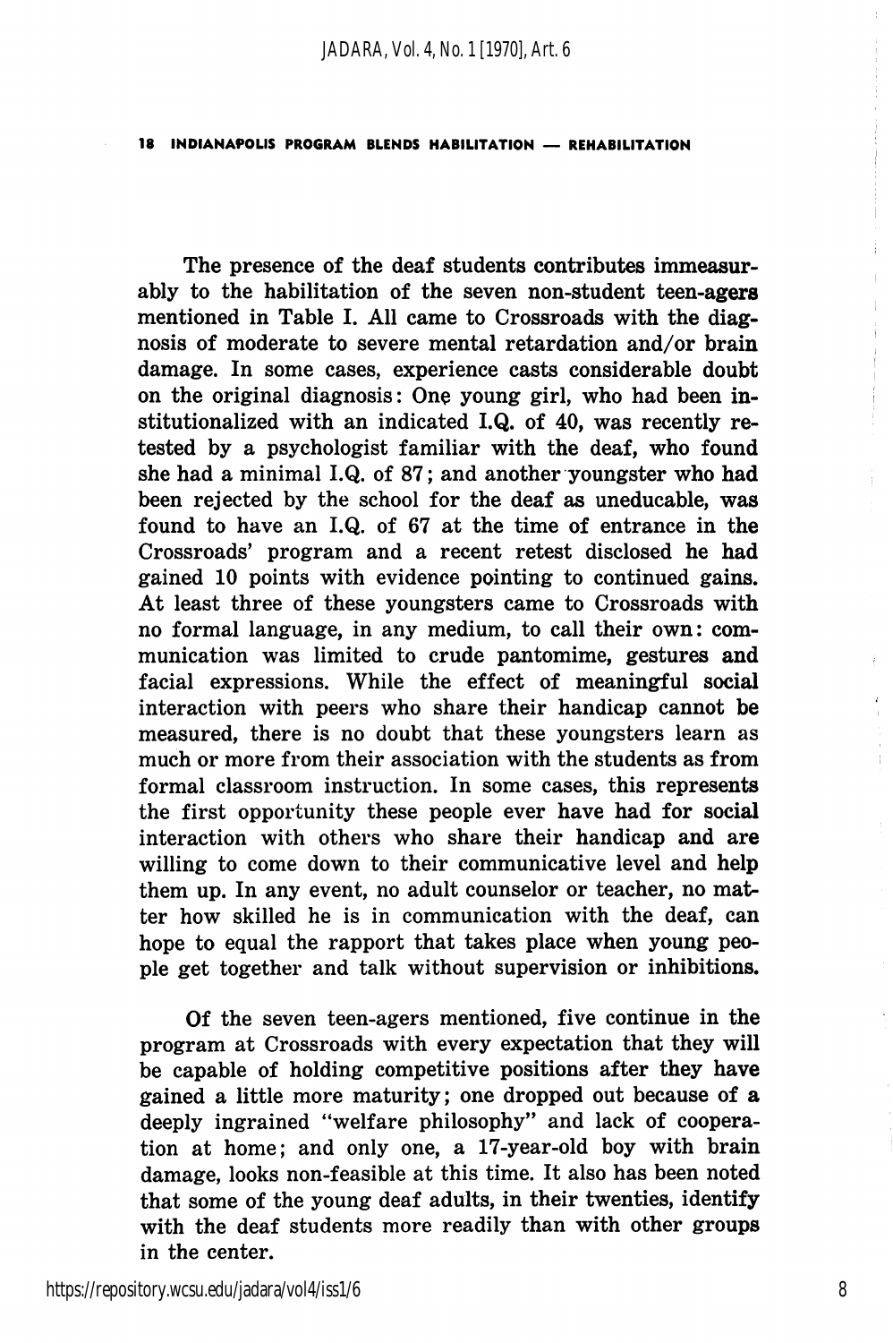The presence of the deaf students contributes immeasurably to the habilitation of the seven non-student teen-agers mentioned in Table I. All came to Crossroads with the diagnosis of moderate to severe mental retardation and/or brain damage. In some cases, experience casts considerable doubt on the original diagnosis: One young girl, who had been institutionalized with an indicated I.Q. of 40, was recently retested by a psychologist familiar with the deaf, who found she had a minimal I.Q. of 87; and another youngster who had been rejected by the school for the deaf as uneducable, was found to have an I.Q. of 67 at the time of entrance in the Crossroads' program and a recent retest disclosed he had gained 10 points with evidence pointing to continued gains. At least three of these youngsters came to Crossroads with no formal language, in any medium, to call their own: communication was limited to crude pantomime, gestures and facial expressions. While the effect of meaningful social interaction with peers who share their handicap cannot be measured, there is no doubt that these youngsters learn as much or more from their association with the students as from formal classroom instruction. In some cases, this represents the first opportunity these people ever have had for social interaction with others who share their handicap and are willing to come down to their communicative level and help them up. In any event, no adult counselor or teacher, no matter how skilled he is in communication with the deaf, can hope to equal the rapport that takes place when young people get together and talk without supervision or inhibitions.

Of the seven teen-agers mentioned, five continue in the program at Crossroads with every expectation that they will be capable of holding competitive positions after they have gained a little more maturity; one dropped out because of a deeply ingrained "welfare philosophy" and lack of cooperation at home; and only one, a 17-year-old boy with brain damage, looks non-feasible at this time. It also has been noted that some of the young deaf adults, in their twenties, identify with the deaf students more readily than with other groups in the center.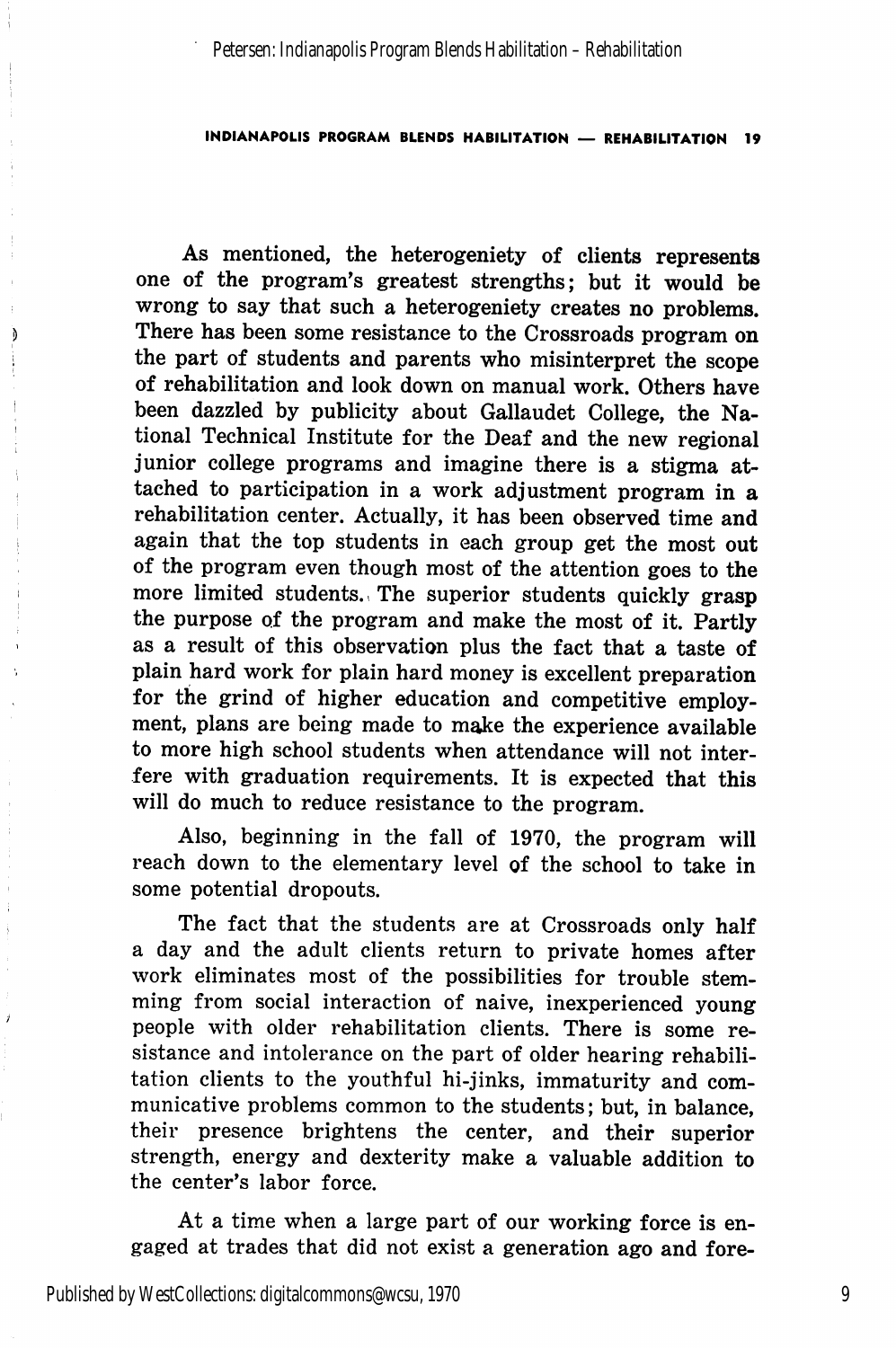As mentioned, the heterogeniety of clients represents one of the program's greatest strengths; but it would be wrong to say that such a heterogeniety creates no problems. There has been some resistance to the Crossroads program on the part of students and parents who misinterpret the scope of rehabilitation and look down on manual work. Others have been dazzled by publicity about Gallaudet College, the National Technical Institute for the Deaf and the new regional junior college programs and imagine there is a stigma attached to participation in a work adjustment program in a rehabilitation center. Actually, it has been observed time and again that the top students in each group get the most out of the program even though most of the attention goes to the more limited students. The superior students quickly grasp the purpose of the program and make the most of it. Partly as a result of this observation plus the fact that a taste of plain hard work for plain hard money is excellent preparation for the grind of higher education and competitive employment, plans are being made to make the experience available to more high school students when attendance will not interfere with graduation requirements. It is expected that this will do much to reduce resistance to the program.

Also, beginning in the fall of 1970, the program will reach down to the elementary level of the school to take in some potential dropouts.

The fact that the students are at Crossroads only half a day and the adult clients return to private homes after work eliminates most of the possibilities for trouble stemming from social interaction of naive, inexperienced young people with older rehabilitation clients. There is some resistance and intolerance on the part of older hearing rehabilitation clients to the youthful hi-jinks, immaturity and communicative problems common to the students; but, in balance, their presence brightens the center, and their superior strength, energy and dexterity make a valuable addition to the center's labor force.

At a time when a large part of our working force is engaged at trades that did not exist a generation ago and fore-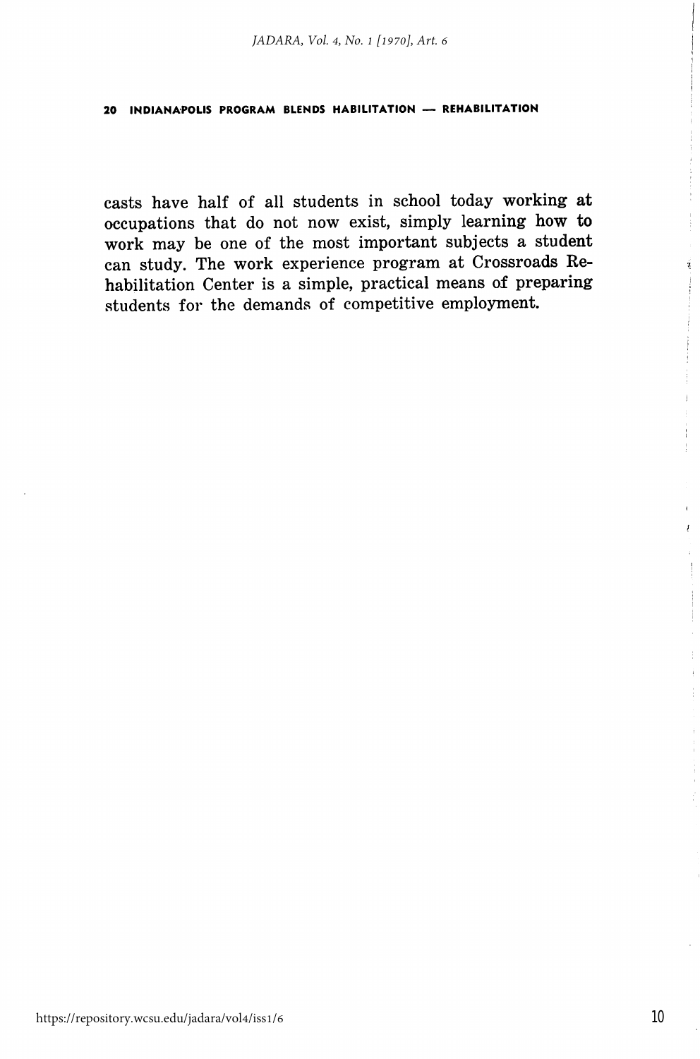casts have half of all students in school today working at occupations that do not now exist, simply learning how to work may be one of the most important subjects a student can study. The work experience program at Crossroads Rehabilitation Center is a simple, practical means of preparing students for the demands of competitive employment.